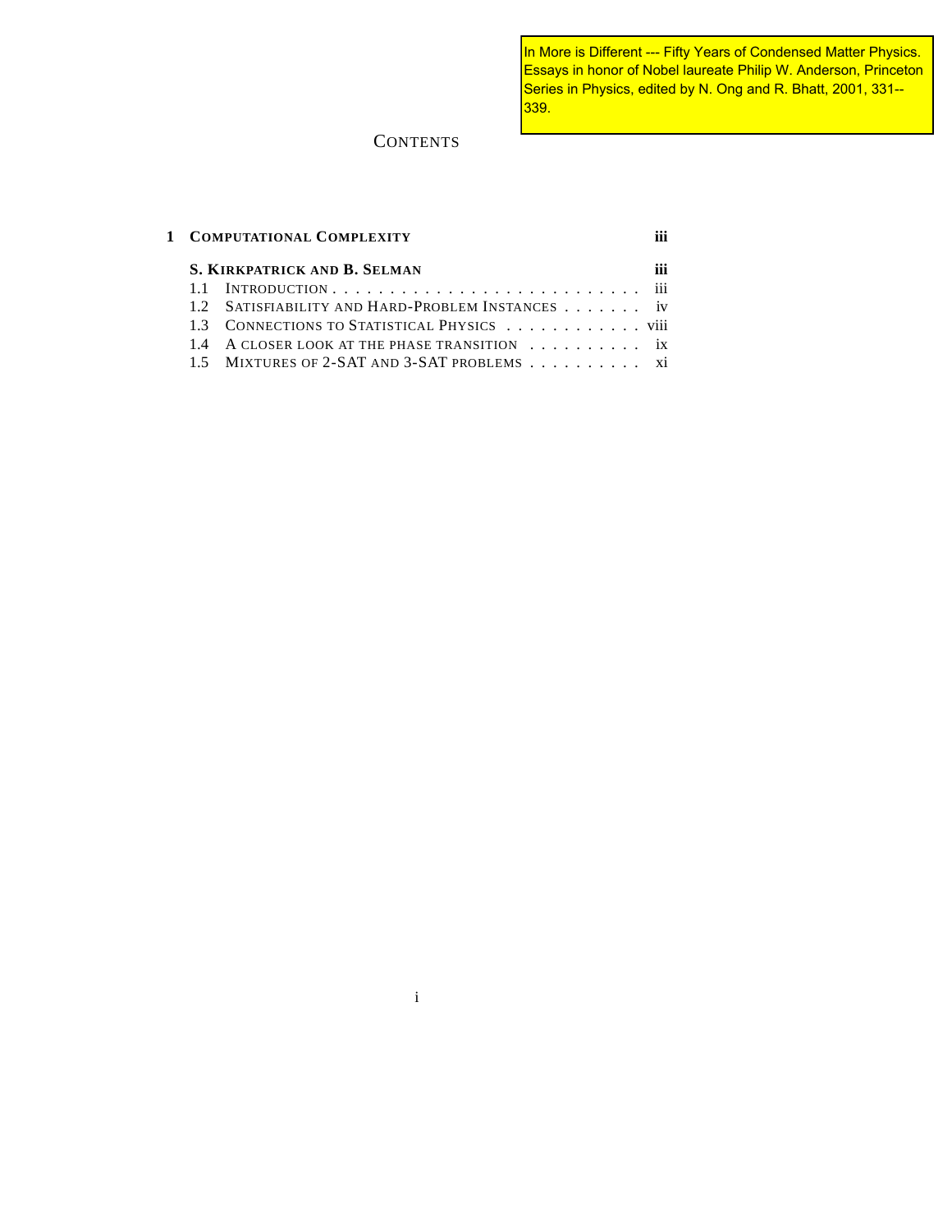In More is Different --- Fifty Years of Condensed Matter Physics. Essays in honor of Nobel laureate Philip W. Anderson, Princeton Series in Physics, edited by N. Ong and R. Bhatt, 2001, 331--339.

# CONTENTS

**1 COMPUTATIONAL COMPLEXITY** ... **iii**

**S. KIRKPATRICK AND B. SELMAN** ... **iii**

- 1.1 INTRODUCTION ... iii
- 1.2 SATISFIABILITY AND HARD-PROBLEM INSTANCES ... iv
- 1.3 CONNECTIONS TO STATISTICAL PHYSICS ... viii
- 1.4 A CLOSER LOOK AT THE PHASE TRANSITION ... ix
- 1.5 MIXTURES OF 2-SAT AND 3-SAT PROBLEMS ... xi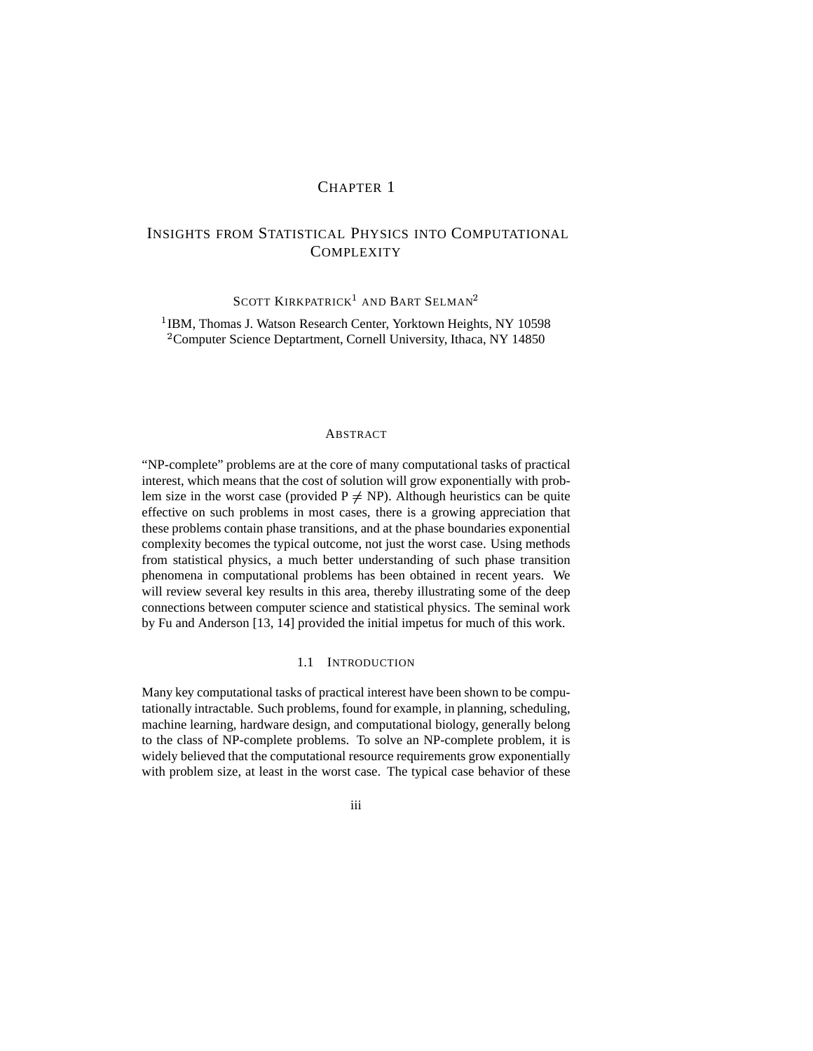# Chapter 1

# Insights from Statistical Physics into Computational Complexity

Scott Kirkpatrick[1] and Bart Selman[2]

[1]IBM, Thomas J. Watson Research Center, Yorktown Heights, NY 10598
[2]Computer Science Deptartment, Cornell University, Ithaca, NY 14850

## Abstract

"NP-complete" problems are at the core of many computational tasks of practical interest, which means that the cost of solution will grow exponentially with problem size in the worst case (provided P $\neq$ NP). Although heuristics can be quite effective on such problems in most cases, there is a growing appreciation that these problems contain phase transitions, and at the phase boundaries exponential complexity becomes the typical outcome, not just the worst case. Using methods from statistical physics, a much better understanding of such phase transition phenomena in computational problems has been obtained in recent years. We will review several key results in this area, thereby illustrating some of the deep connections between computer science and statistical physics. The seminal work by Fu and Anderson [13, 14] provided the initial impetus for much of this work.

## 1.1 Introduction

Many key computational tasks of practical interest have been shown to be computationally intractable. Such problems, found for example, in planning, scheduling, machine learning, hardware design, and computational biology, generally belong to the class of NP-complete problems. To solve an NP-complete problem, it is widely believed that the computational resource requirements grow exponentially with problem size, at least in the worst case. The typical case behavior of these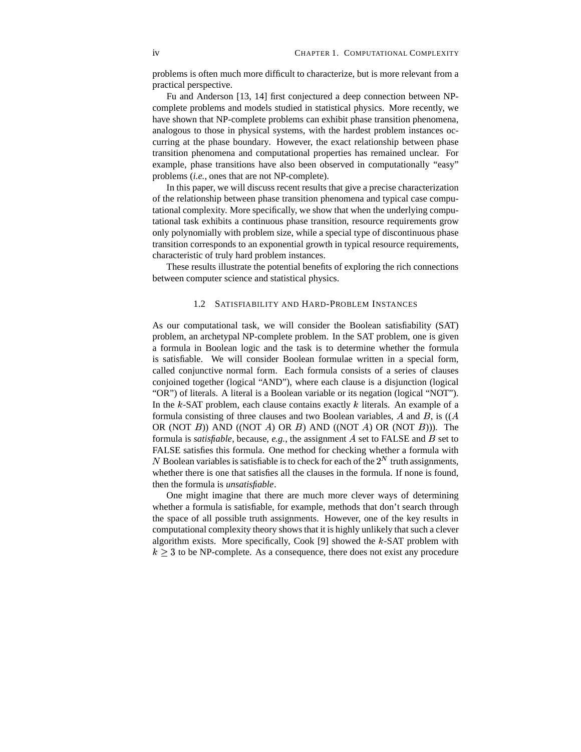problems is often much more difficult to characterize, but is more relevant from a practical perspective.

Fu and Anderson [13, 14] first conjectured a deep connection between NP-complete problems and models studied in statistical physics. More recently, we have shown that NP-complete problems can exhibit phase transition phenomena, analogous to those in physical systems, with the hardest problem instances occurring at the phase boundary. However, the exact relationship between phase transition phenomena and computational properties has remained unclear. For example, phase transitions have also been observed in computationally "easy" problems (*i.e.*, ones that are not NP-complete).

In this paper, we will discuss recent results that give a precise characterization of the relationship between phase transition phenomena and typical case computational complexity. More specifically, we show that when the underlying computational task exhibits a continuous phase transition, resource requirements grow only polynomially with problem size, while a special type of discontinuous phase transition corresponds to an exponential growth in typical resource requirements, characteristic of truly hard problem instances.

These results illustrate the potential benefits of exploring the rich connections between computer science and statistical physics.

## 1.2 Satisfiability and Hard-Problem Instances

As our computational task, we will consider the Boolean satisfiability (SAT) problem, an archetypal NP-complete problem. In the SAT problem, one is given a formula in Boolean logic and the task is to determine whether the formula is satisfiable. We will consider Boolean formulae written in a special form, called conjunctive normal form. Each formula consists of a series of clauses conjoined together (logical "AND"), where each clause is a disjunction (logical "OR") of literals. A literal is a Boolean variable or its negation (logical "NOT"). In the $k$-SAT problem, each clause contains exactly $k$ literals. An example of a formula consisting of three clauses and two Boolean variables, $A$ and $B$, is (($A$ OR (NOT $B$)) AND ((NOT $A$) OR $B$) AND ((NOT $A$) OR (NOT $B$))). The formula is *satisfiable*, because, *e.g.*, the assignment $A$ set to FALSE and $B$ set to FALSE satisfies this formula. One method for checking whether a formula with $N$ Boolean variables is satisfiable is to check for each of the $2^N$ truth assignments, whether there is one that satisfies all the clauses in the formula. If none is found, then the formula is *unsatisfiable*.

One might imagine that there are much more clever ways of determining whether a formula is satisfiable, for example, methods that don't search through the space of all possible truth assignments. However, one of the key results in computational complexity theory shows that it is highly unlikely that such a clever algorithm exists. More specifically, Cook [9] showed the $k$-SAT problem with $k \geq 3$ to be NP-complete. As a consequence, there does not exist any procedure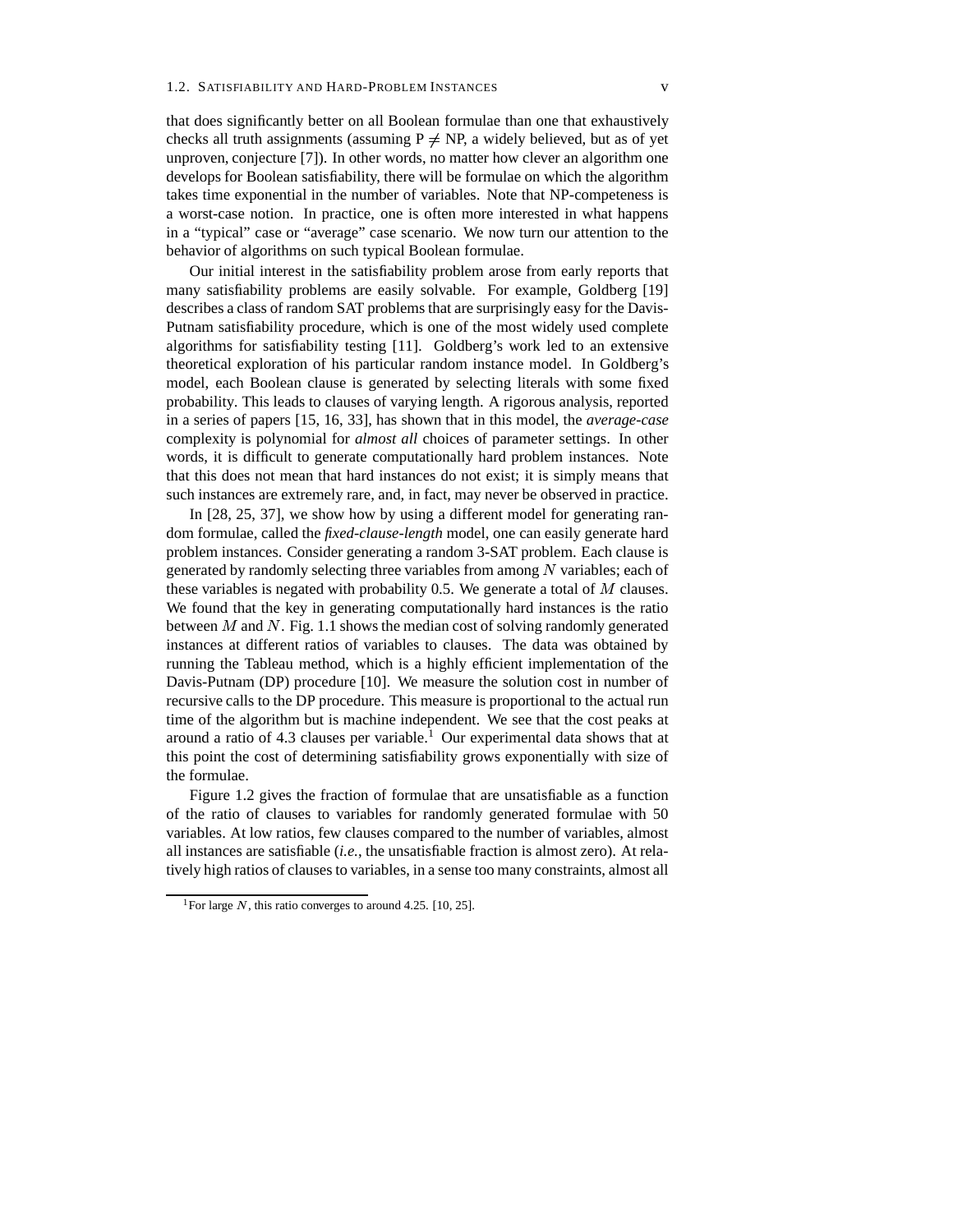that does significantly better on all Boolean formulae than one that exhaustively checks all truth assignments (assuming P $\neq$ NP, a widely believed, but as of yet unproven, conjecture [7]). In other words, no matter how clever an algorithm one develops for Boolean satisfiability, there will be formulae on which the algorithm takes time exponential in the number of variables. Note that NP-competeness is a worst-case notion. In practice, one is often more interested in what happens in a "typical" case or "average" case scenario. We now turn our attention to the behavior of algorithms on such typical Boolean formulae.

Our initial interest in the satisfiability problem arose from early reports that many satisfiability problems are easily solvable. For example, Goldberg [19] describes a class of random SAT problems that are surprisingly easy for the Davis-Putnam satisfiability procedure, which is one of the most widely used complete algorithms for satisfiability testing [11]. Goldberg's work led to an extensive theoretical exploration of his particular random instance model. In Goldberg's model, each Boolean clause is generated by selecting literals with some fixed probability. This leads to clauses of varying length. A rigorous analysis, reported in a series of papers [15, 16, 33], has shown that in this model, the *average-case* complexity is polynomial for *almost all* choices of parameter settings. In other words, it is difficult to generate computationally hard problem instances. Note that this does not mean that hard instances do not exist; it is simply means that such instances are extremely rare, and, in fact, may never be observed in practice.

In [28, 25, 37], we show how by using a different model for generating random formulae, called the *fixed-clause-length* model, one can easily generate hard problem instances. Consider generating a random 3-SAT problem. Each clause is generated by randomly selecting three variables from among $N$ variables; each of these variables is negated with probability 0.5. We generate a total of $M$ clauses. We found that the key in generating computationally hard instances is the ratio between $M$ and $N$. Fig. 1.1 shows the median cost of solving randomly generated instances at different ratios of variables to clauses. The data was obtained by running the Tableau method, which is a highly efficient implementation of the Davis-Putnam (DP) procedure [10]. We measure the solution cost in number of recursive calls to the DP procedure. This measure is proportional to the actual run time of the algorithm but is machine independent. We see that the cost peaks at around a ratio of 4.3 clauses per variable.[1] Our experimental data shows that at this point the cost of determining satisfiability grows exponentially with size of the formulae.

Figure 1.2 gives the fraction of formulae that are unsatisfiable as a function of the ratio of clauses to variables for randomly generated formulae with 50 variables. At low ratios, few clauses compared to the number of variables, almost all instances are satisfiable (*i.e.*, the unsatisfiable fraction is almost zero). At relatively high ratios of clauses to variables, in a sense too many constraints, almost all

[1] For large $N$, this ratio converges to around 4.25. [10, 25].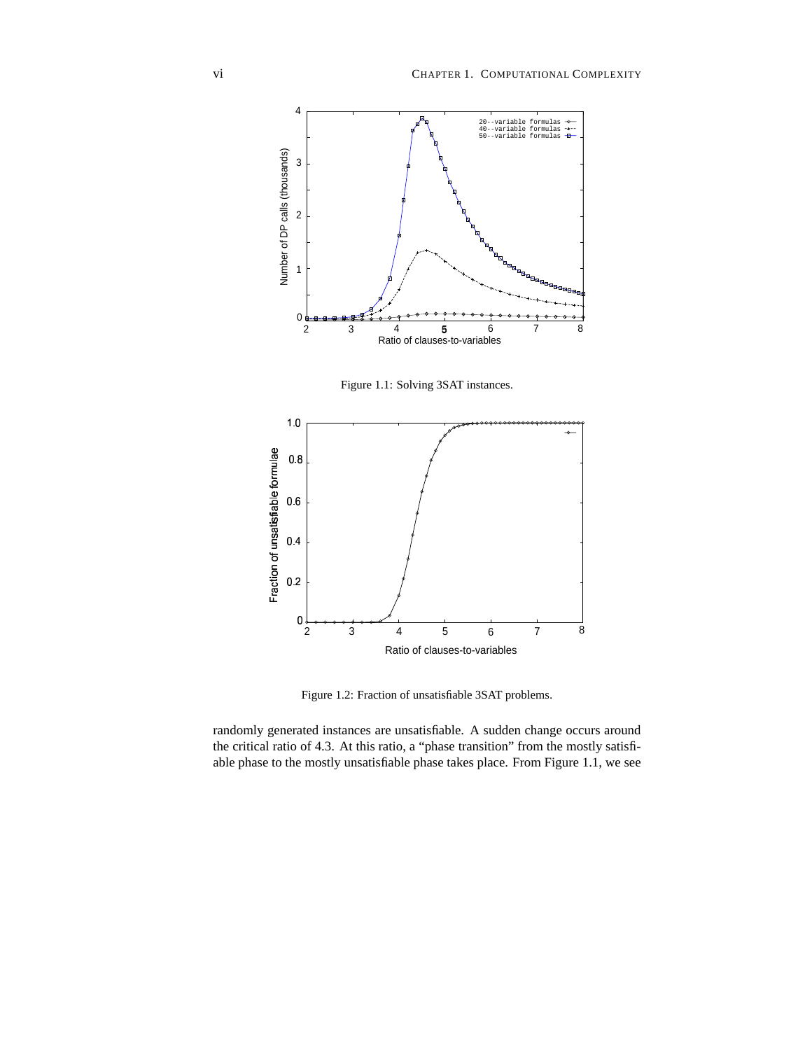Figure 1.1: Solving 3SAT instances.

Figure 1.2: Fraction of unsatisfiable 3SAT problems.

randomly generated instances are unsatisfiable. A sudden change occurs around the critical ratio of 4.3. At this ratio, a "phase transition" from the mostly satisfiable phase to the mostly unsatisfiable phase takes place. From Figure 1.1, we see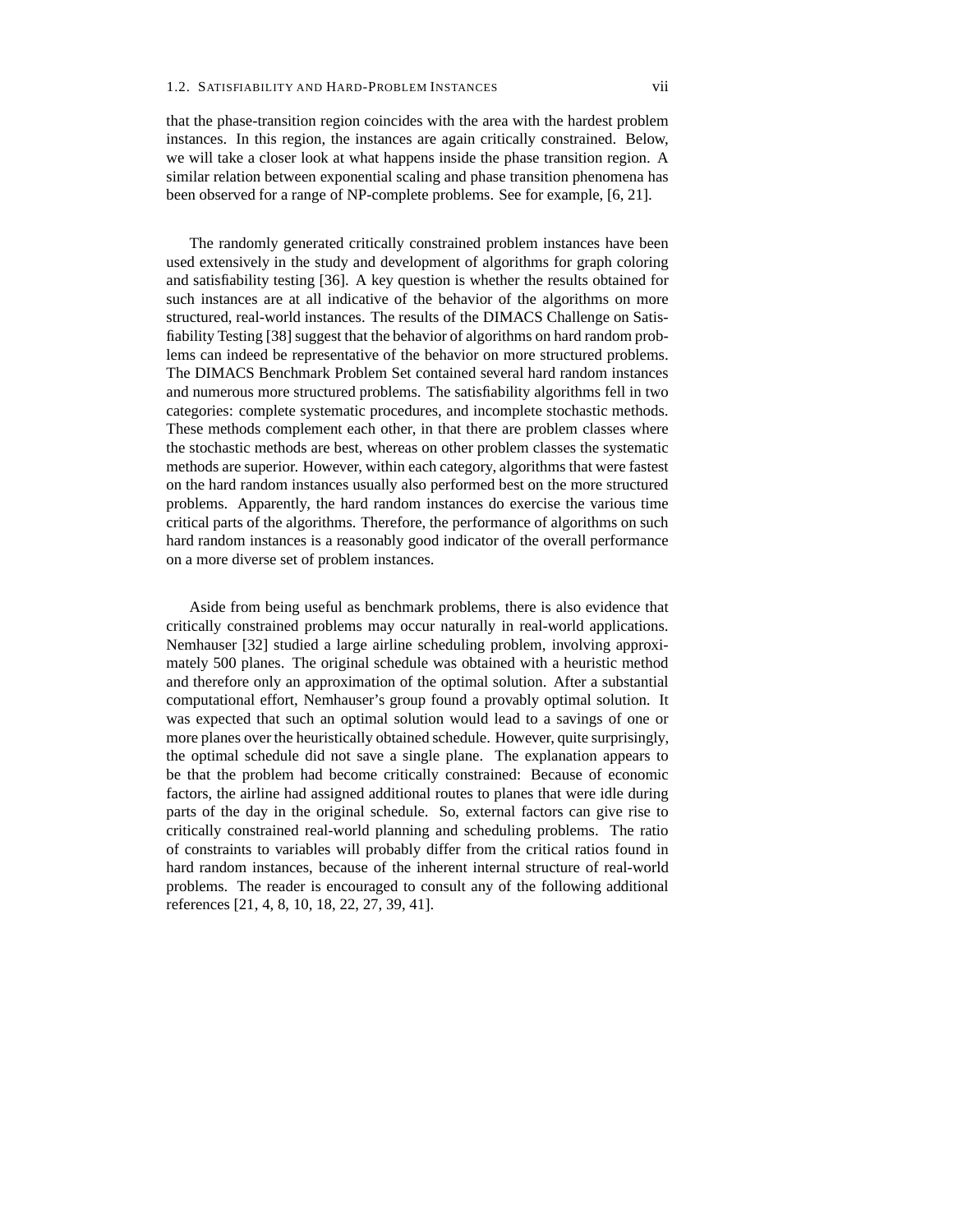that the phase-transition region coincides with the area with the hardest problem instances. In this region, the instances are again critically constrained. Below, we will take a closer look at what happens inside the phase transition region. A similar relation between exponential scaling and phase transition phenomena has been observed for a range of NP-complete problems. See for example, [6, 21].

The randomly generated critically constrained problem instances have been used extensively in the study and development of algorithms for graph coloring and satisfiability testing [36]. A key question is whether the results obtained for such instances are at all indicative of the behavior of the algorithms on more structured, real-world instances. The results of the DIMACS Challenge on Satisfiability Testing [38] suggest that the behavior of algorithms on hard random problems can indeed be representative of the behavior on more structured problems. The DIMACS Benchmark Problem Set contained several hard random instances and numerous more structured problems. The satisfiability algorithms fell in two categories: complete systematic procedures, and incomplete stochastic methods. These methods complement each other, in that there are problem classes where the stochastic methods are best, whereas on other problem classes the systematic methods are superior. However, within each category, algorithms that were fastest on the hard random instances usually also performed best on the more structured problems. Apparently, the hard random instances do exercise the various time critical parts of the algorithms. Therefore, the performance of algorithms on such hard random instances is a reasonably good indicator of the overall performance on a more diverse set of problem instances.

Aside from being useful as benchmark problems, there is also evidence that critically constrained problems may occur naturally in real-world applications. Nemhauser [32] studied a large airline scheduling problem, involving approximately 500 planes. The original schedule was obtained with a heuristic method and therefore only an approximation of the optimal solution. After a substantial computational effort, Nemhauser's group found a provably optimal solution. It was expected that such an optimal solution would lead to a savings of one or more planes over the heuristically obtained schedule. However, quite surprisingly, the optimal schedule did not save a single plane. The explanation appears to be that the problem had become critically constrained: Because of economic factors, the airline had assigned additional routes to planes that were idle during parts of the day in the original schedule. So, external factors can give rise to critically constrained real-world planning and scheduling problems. The ratio of constraints to variables will probably differ from the critical ratios found in hard random instances, because of the inherent internal structure of real-world problems. The reader is encouraged to consult any of the following additional references [21, 4, 8, 10, 18, 22, 27, 39, 41].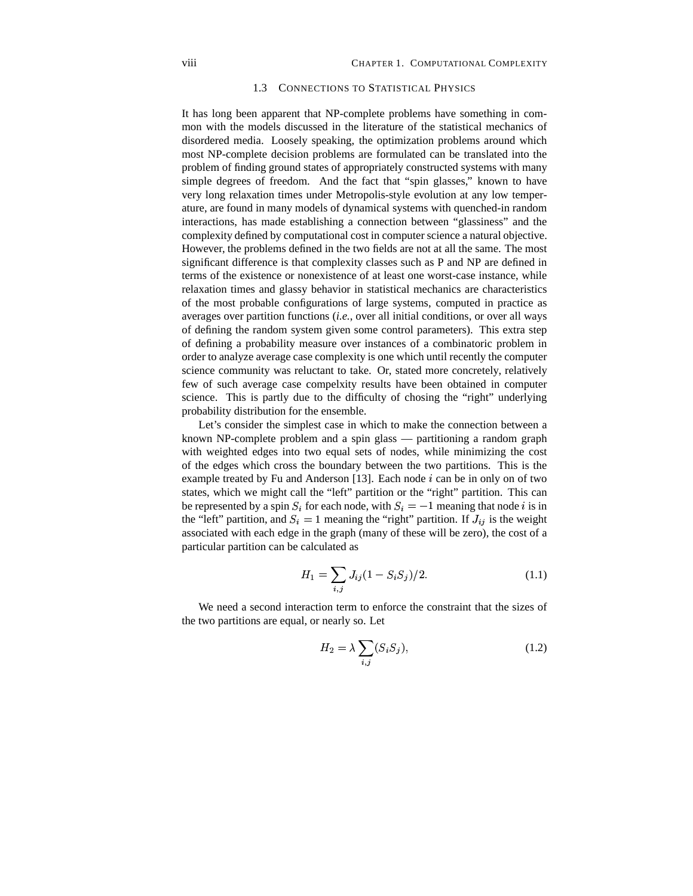## 1.3 Connections to Statistical Physics

It has long been apparent that NP-complete problems have something in common with the models discussed in the literature of the statistical mechanics of disordered media. Loosely speaking, the optimization problems around which most NP-complete decision problems are formulated can be translated into the problem of finding ground states of appropriately constructed systems with many simple degrees of freedom. And the fact that "spin glasses," known to have very long relaxation times under Metropolis-style evolution at any low temperature, are found in many models of dynamical systems with quenched-in random interactions, has made establishing a connection between "glassiness" and the complexity defined by computational cost in computer science a natural objective. However, the problems defined in the two fields are not at all the same. The most significant difference is that complexity classes such as P and NP are defined in terms of the existence or nonexistence of at least one worst-case instance, while relaxation times and glassy behavior in statistical mechanics are characteristics of the most probable configurations of large systems, computed in practice as averages over partition functions (*i.e.*, over all initial conditions, or over all ways of defining the random system given some control parameters). This extra step of defining a probability measure over instances of a combinatoric problem in order to analyze average case complexity is one which until recently the computer science community was reluctant to take. Or, stated more concretely, relatively few of such average case compelxity results have been obtained in computer science. This is partly due to the difficulty of chosing the "right" underlying probability distribution for the ensemble.

Let's consider the simplest case in which to make the connection between a known NP-complete problem and a spin glass — partitioning a random graph with weighted edges into two equal sets of nodes, while minimizing the cost of the edges which cross the boundary between the two partitions. This is the example treated by Fu and Anderson [13]. Each node $i$ can be in only on of two states, which we might call the "left" partition or the "right" partition. This can be represented by a spin $S_i$ for each node, with $S_i = -1$ meaning that node $i$ is in the "left" partition, and $S_i = 1$ meaning the "right" partition. If $J_{ij}$ is the weight associated with each edge in the graph (many of these will be zero), the cost of a particular partition can be calculated as

$$H_1 = \sum_{i,j} J_{ij}(1 - S_i S_j)/2. \tag{1.1}$$

We need a second interaction term to enforce the constraint that the sizes of the two partitions are equal, or nearly so. Let

$$H_2 = \lambda \sum_{i,j} (S_i S_j), \tag{1.2}$$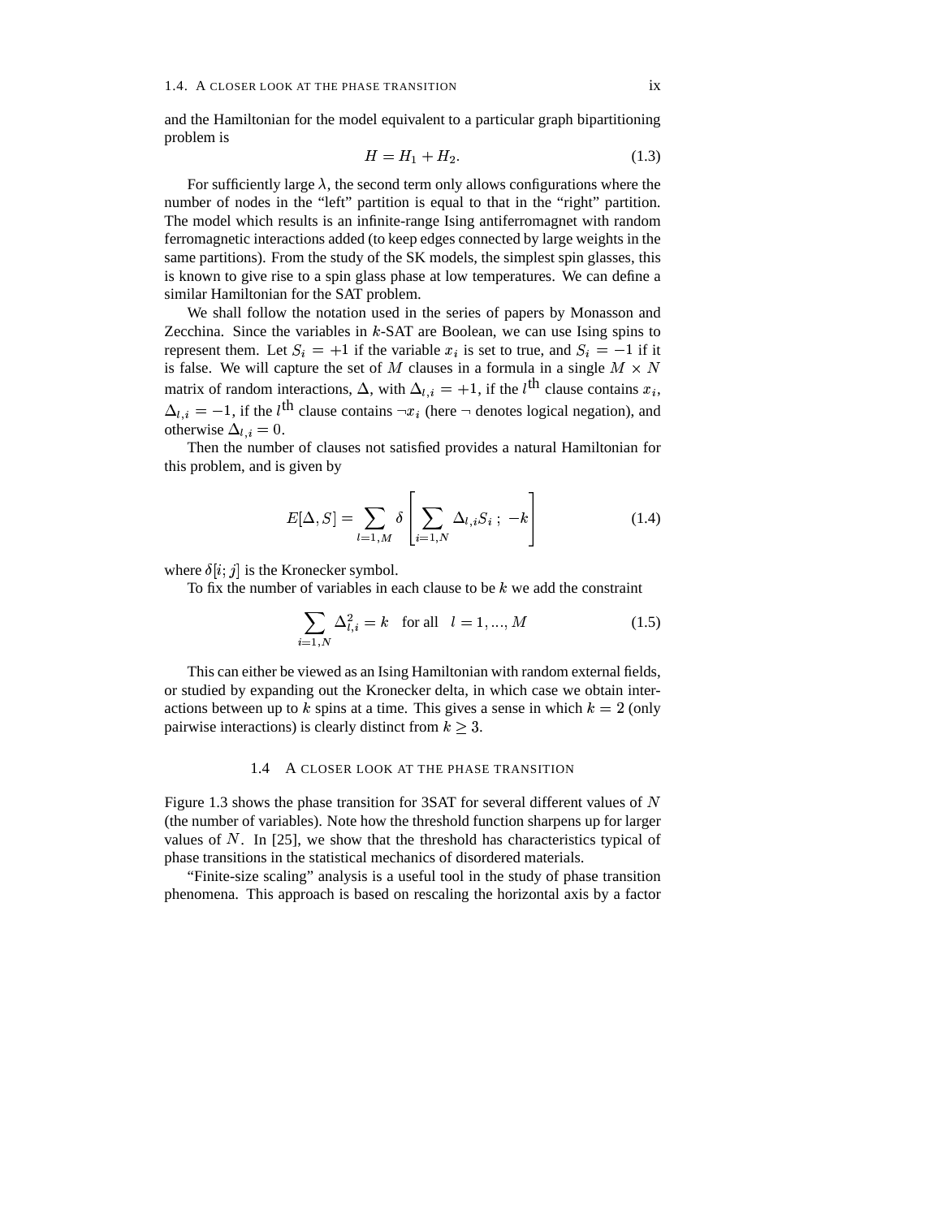and the Hamiltonian for the model equivalent to a particular graph bipartitioning problem is

$$H = H_1 + H_2. \tag{1.3}$$

For sufficiently large $\lambda$, the second term only allows configurations where the number of nodes in the "left" partition is equal to that in the "right" partition. The model which results is an infinite-range Ising antiferromagnet with random ferromagnetic interactions added (to keep edges connected by large weights in the same partitions). From the study of the SK models, the simplest spin glasses, this is known to give rise to a spin glass phase at low temperatures. We can define a similar Hamiltonian for the SAT problem.

We shall follow the notation used in the series of papers by Monasson and Zecchina. Since the variables in $k$-SAT are Boolean, we can use Ising spins to represent them. Let $S_i = +1$ if the variable $x_i$ is set to true, and $S_i = -1$ if it is false. We will capture the set of $M$ clauses in a formula in a single $M \times N$ matrix of random interactions, $\Delta$, with $\Delta_{l,i} = +1$, if the $l^{\text{th}}$ clause contains $x_i$, $\Delta_{l,i} = -1$, if the $l^{\text{th}}$ clause contains $\neg x_i$ (here $\neg$ denotes logical negation), and otherwise $\Delta_{l,i} = 0$.

Then the number of clauses not satisfied provides a natural Hamiltonian for this problem, and is given by

$$E[\Delta, S] = \sum_{l=1,M} \delta \left[ \sum_{i=1,N} \Delta_{l,i} S_i \; ; \; -k \right] \tag{1.4}$$

where $\delta[i; j]$ is the Kronecker symbol.

To fix the number of variables in each clause to be $k$ we add the constraint

$$\sum_{i=1,N} \Delta_{l,i}^2 = k \quad \text{for all} \quad l = 1, ..., M \tag{1.5}$$

This can either be viewed as an Ising Hamiltonian with random external fields, or studied by expanding out the Kronecker delta, in which case we obtain interactions between up to $k$ spins at a time. This gives a sense in which $k = 2$ (only pairwise interactions) is clearly distinct from $k \geq 3$.

## 1.4 A CLOSER LOOK AT THE PHASE TRANSITION

Figure 1.3 shows the phase transition for 3SAT for several different values of $N$ (the number of variables). Note how the threshold function sharpens up for larger values of $N$. In [25], we show that the threshold has characteristics typical of phase transitions in the statistical mechanics of disordered materials.

"Finite-size scaling" analysis is a useful tool in the study of phase transition phenomena. This approach is based on rescaling the horizontal axis by a factor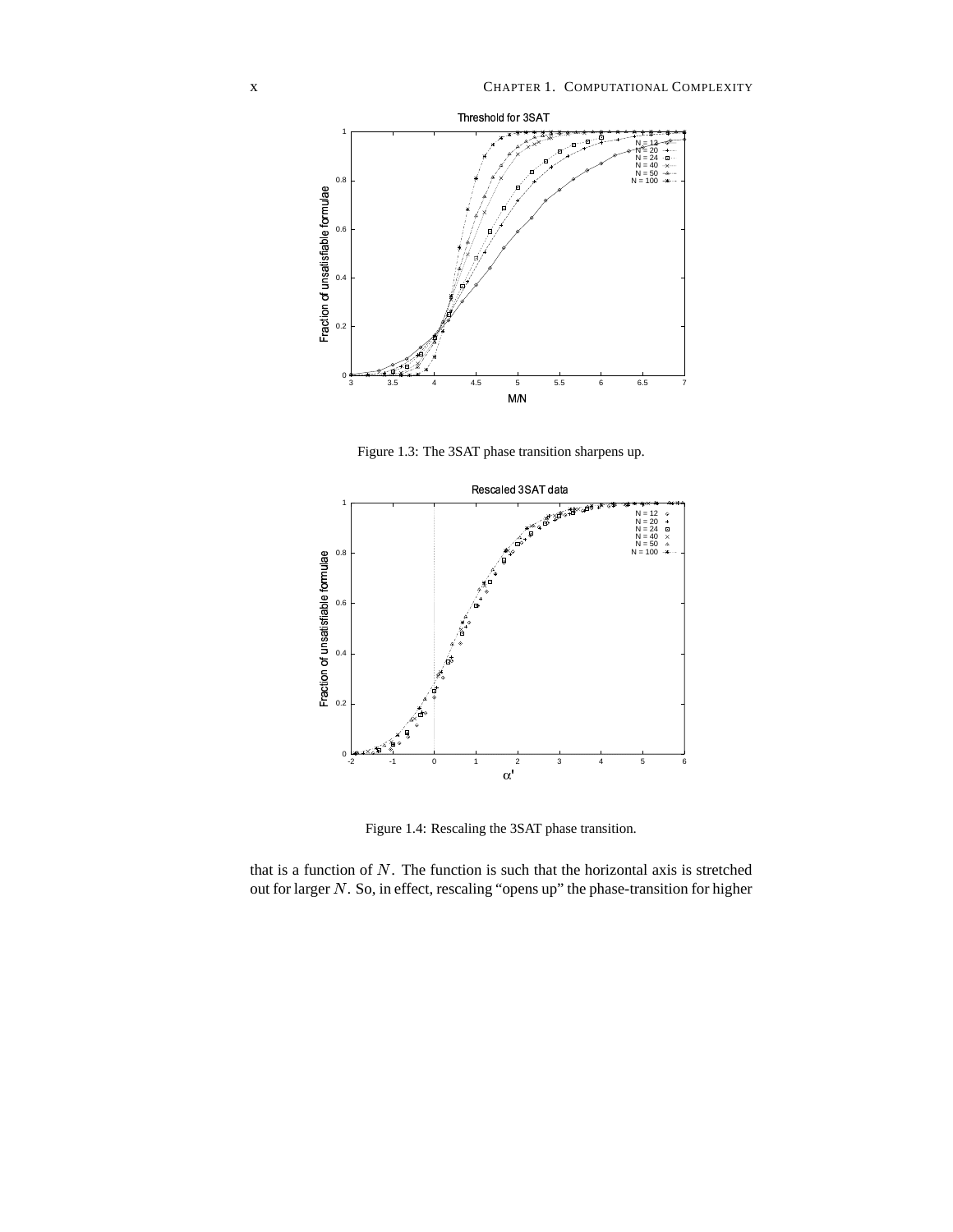Figure 1.3: The 3SAT phase transition sharpens up.

Figure 1.4: Rescaling the 3SAT phase transition.

that is a function of $N$. The function is such that the horizontal axis is stretched out for larger $N$. So, in effect, rescaling "opens up" the phase-transition for higher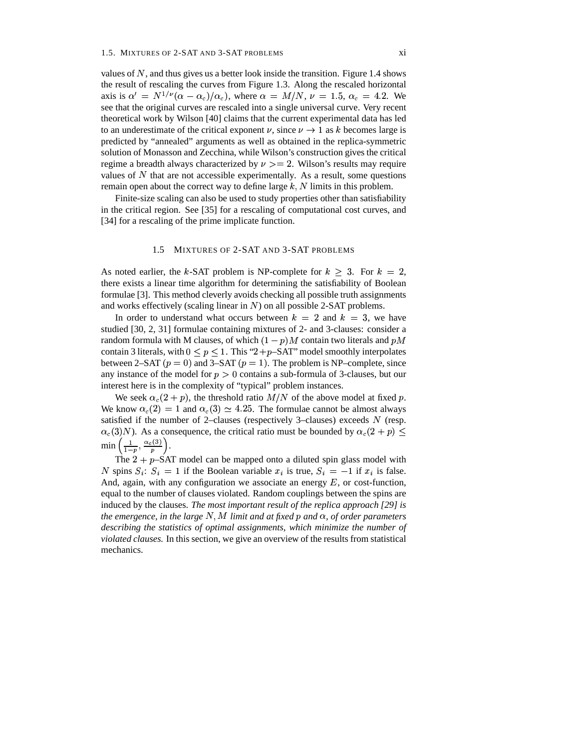values of $N$, and thus gives us a better look inside the transition. Figure 1.4 shows the result of rescaling the curves from Figure 1.3. Along the rescaled horizontal axis is $\alpha' = N^{1/\nu}(\alpha - \alpha_c)/\alpha_c)$, where $\alpha = M/N$, $\nu = 1.5$, $\alpha_c = 4.2$. We see that the original curves are rescaled into a single universal curve. Very recent theoretical work by Wilson [40] claims that the current experimental data has led to an underestimate of the critical exponent $\nu$, since $\nu \to 1$ as $k$ becomes large is predicted by "annealed" arguments as well as obtained in the replica-symmetric solution of Monasson and Zecchina, while Wilson's construction gives the critical regime a breadth always characterized by $\nu >= 2$. Wilson's results may require values of $N$ that are not accessible experimentally. As a result, some questions remain open about the correct way to define large $k, N$ limits in this problem.

Finite-size scaling can also be used to study properties other than satisfiability in the critical region. See [35] for a rescaling of computational cost curves, and [34] for a rescaling of the prime implicate function.

## 1.5 Mixtures of 2-SAT and 3-SAT problems

As noted earlier, the $k$-SAT problem is NP-complete for $k \geq 3$. For $k = 2$, there exists a linear time algorithm for determining the satisfiability of Boolean formulae [3]. This method cleverly avoids checking all possible truth assignments and works effectively (scaling linear in $N$) on all possible 2-SAT problems.

In order to understand what occurs between $k = 2$ and $k = 3$, we have studied [30, 2, 31] formulae containing mixtures of 2- and 3-clauses: consider a random formula with M clauses, of which $(1-p)M$ contain two literals and $pM$ contain 3 literals, with $0 \leq p \leq 1$. This "$2+p$–SAT" model smoothly interpolates between 2–SAT ($p = 0$) and 3–SAT ($p = 1$). The problem is NP–complete, since any instance of the model for $p > 0$ contains a sub-formula of 3-clauses, but our interest here is in the complexity of "typical" problem instances.

We seek $\alpha_c(2+p)$, the threshold ratio $M/N$ of the above model at fixed $p$. We know $\alpha_c(2) = 1$ and $\alpha_c(3) \simeq 4.25$. The formulae cannot be almost always satisfied if the number of 2–clauses (respectively 3–clauses) exceeds $N$ (resp. $\alpha_c(3)N$). As a consequence, the critical ratio must be bounded by $\alpha_c(2+p) \leq \min\left(\frac{1}{1-p}, \frac{\alpha_c(3)}{p}\right)$.

The $2+p$–SAT model can be mapped onto a diluted spin glass model with $N$ spins $S_i$: $S_i = 1$ if the Boolean variable $x_i$ is true, $S_i = -1$ if $x_i$ is false. And, again, with any configuration we associate an energy $E$, or cost-function, equal to the number of clauses violated. Random couplings between the spins are induced by the clauses. *The most important result of the replica approach [29] is the emergence, in the large $N, M$ limit and at fixed $p$ and $\alpha$, of order parameters describing the statistics of optimal assignments, which minimize the number of violated clauses.* In this section, we give an overview of the results from statistical mechanics.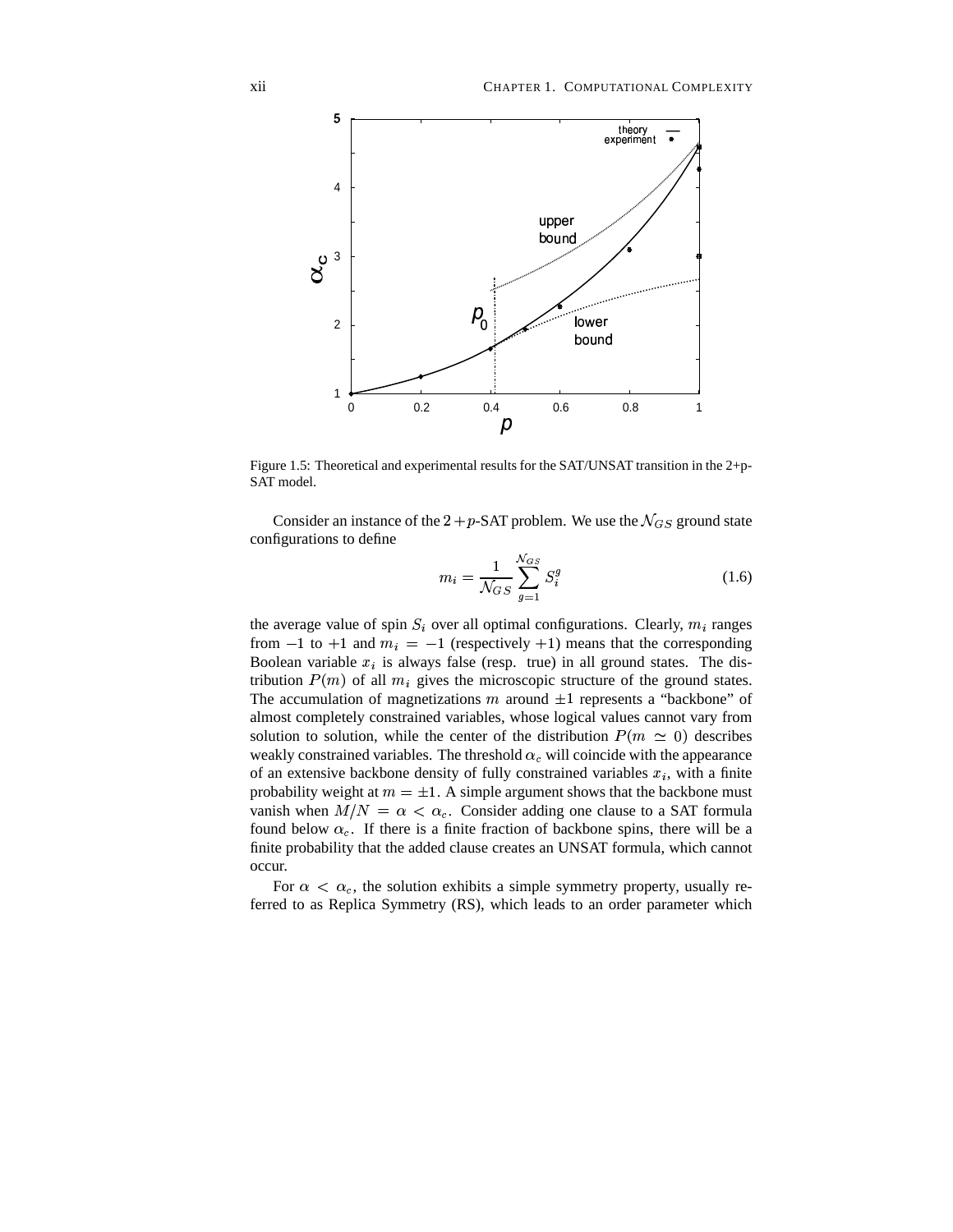Figure 1.5: Theoretical and experimental results for the SAT/UNSAT transition in the 2+p-SAT model.

Consider an instance of the $2+p$-SAT problem. We use the $\mathcal{N}_{GS}$ ground state configurations to define

$$m_i = \frac{1}{\mathcal{N}_{GS}} \sum_{g=1}^{\mathcal{N}_{GS}} S_i^g \tag{1.6}$$

the average value of spin $S_i$ over all optimal configurations. Clearly, $m_i$ ranges from $-1$ to $+1$ and $m_i = -1$ (respectively $+1$) means that the corresponding Boolean variable $x_i$ is always false (resp. true) in all ground states. The distribution $P(m)$ of all $m_i$ gives the microscopic structure of the ground states. The accumulation of magnetizations $m$ around $\pm 1$ represents a "backbone" of almost completely constrained variables, whose logical values cannot vary from solution to solution, while the center of the distribution $P(m \simeq 0)$ describes weakly constrained variables. The threshold $\alpha_c$ will coincide with the appearance of an extensive backbone density of fully constrained variables $x_i$, with a finite probability weight at $m = \pm 1$. A simple argument shows that the backbone must vanish when $M/N = \alpha < \alpha_c$. Consider adding one clause to a SAT formula found below $\alpha_c$. If there is a finite fraction of backbone spins, there will be a finite probability that the added clause creates an UNSAT formula, which cannot occur.

For $\alpha < \alpha_c$, the solution exhibits a simple symmetry property, usually referred to as Replica Symmetry (RS), which leads to an order parameter which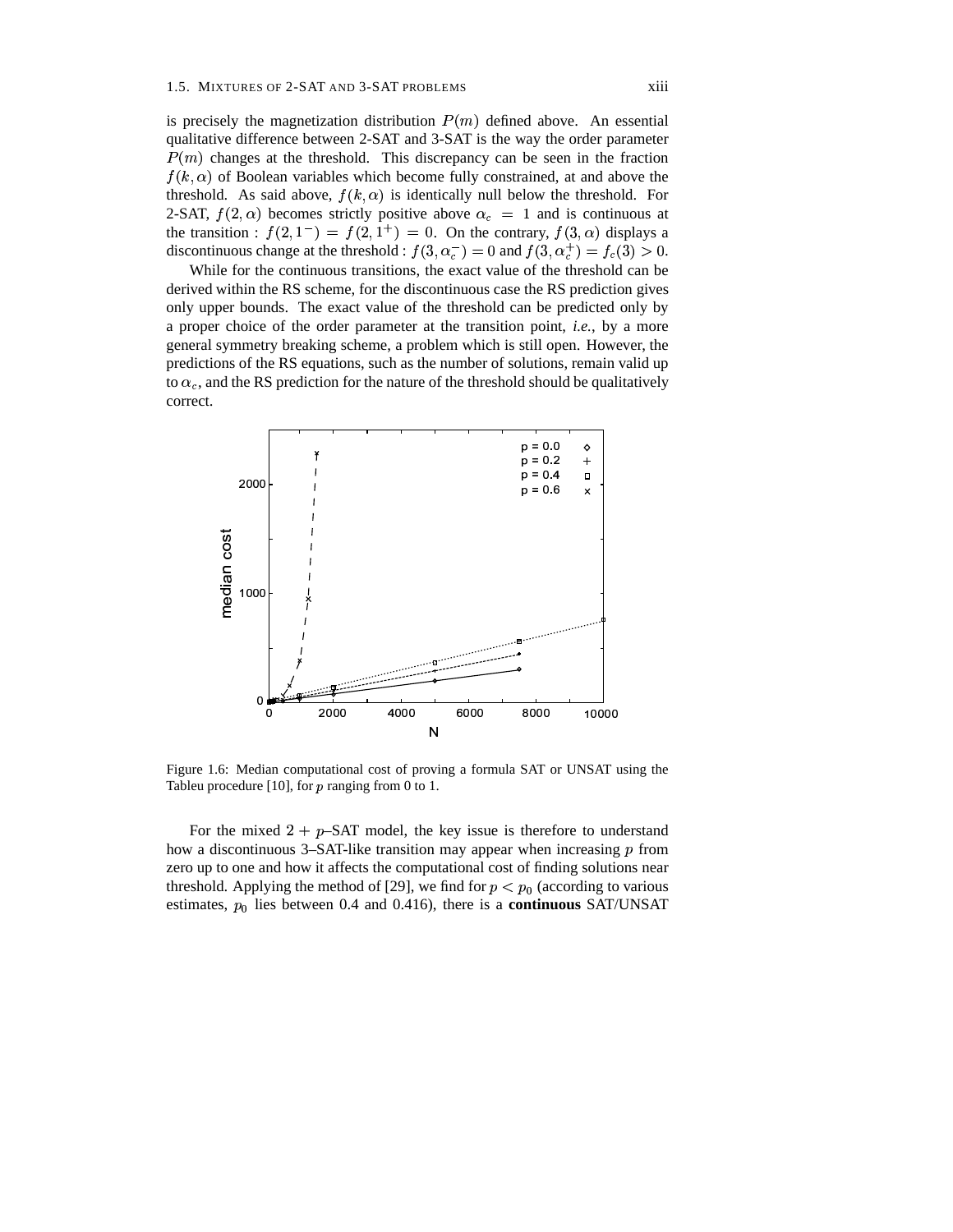is precisely the magnetization distribution $P(m)$ defined above. An essential qualitative difference between 2-SAT and 3-SAT is the way the order parameter $P(m)$ changes at the threshold. This discrepancy can be seen in the fraction $f(k, \alpha)$ of Boolean variables which become fully constrained, at and above the threshold. As said above, $f(k, \alpha)$ is identically null below the threshold. For 2-SAT, $f(2, \alpha)$ becomes strictly positive above $\alpha_c = 1$ and is continuous at the transition : $f(2, 1^-) = f(2, 1^+) = 0$. On the contrary, $f(3, \alpha)$ displays a discontinuous change at the threshold : $f(3, \alpha_c^-) = 0$ and $f(3, \alpha_c^+) = f_c(3) > 0$.

While for the continuous transitions, the exact value of the threshold can be derived within the RS scheme, for the discontinuous case the RS prediction gives only upper bounds. The exact value of the threshold can be predicted only by a proper choice of the order parameter at the transition point, *i.e.*, by a more general symmetry breaking scheme, a problem which is still open. However, the predictions of the RS equations, such as the number of solutions, remain valid up to $\alpha_c$, and the RS prediction for the nature of the threshold should be qualitatively correct.

Figure 1.6: Median computational cost of proving a formula SAT or UNSAT using the Tableu procedure [10], for $p$ ranging from 0 to 1.

For the mixed $2 + p$–SAT model, the key issue is therefore to understand how a discontinuous 3–SAT-like transition may appear when increasing $p$ from zero up to one and how it affects the computational cost of finding solutions near threshold. Applying the method of [29], we find for $p < p_0$ (according to various estimates, $p_0$ lies between 0.4 and 0.416), there is a **continuous** SAT/UNSAT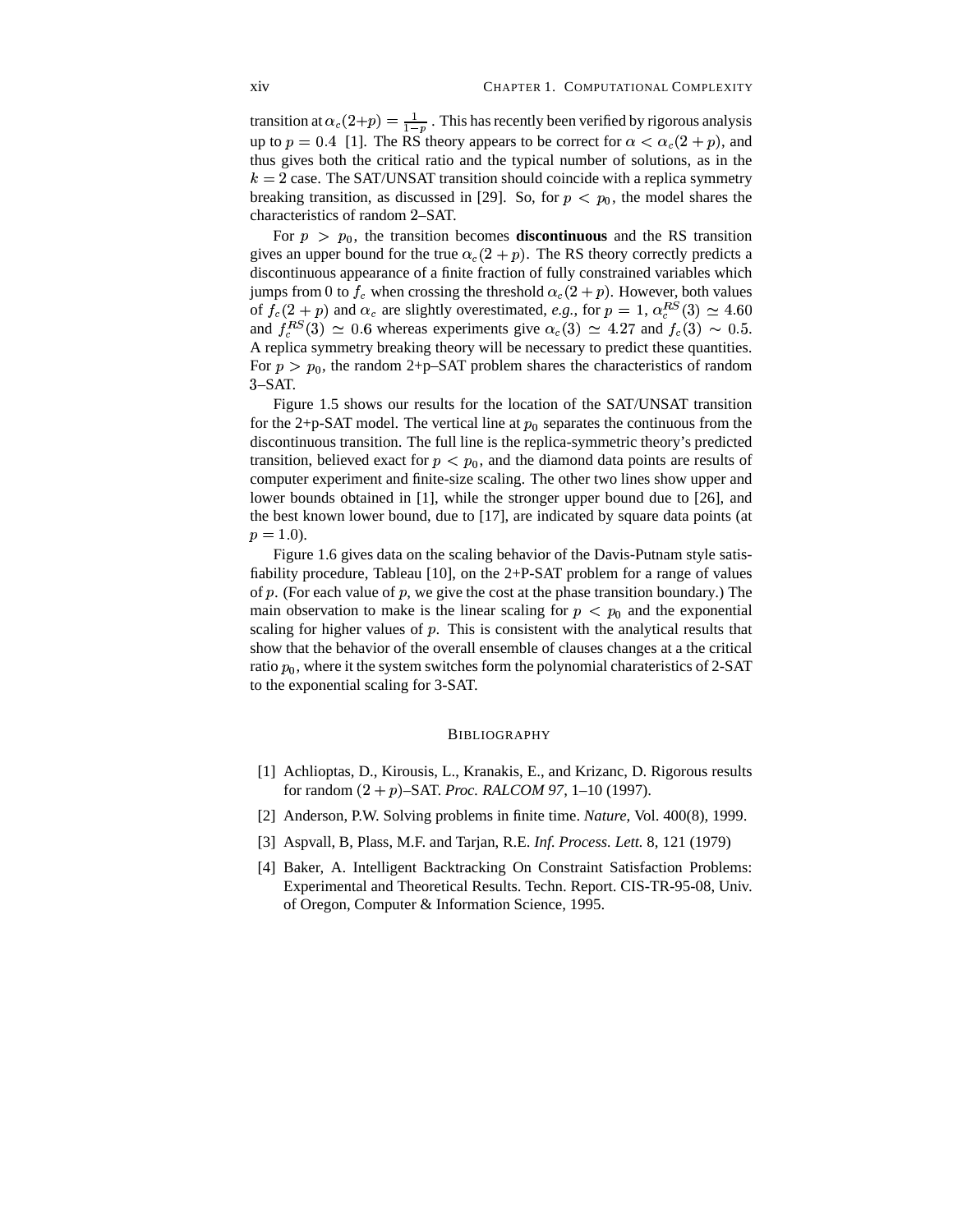transition at $\alpha_c(2+p) = \frac{1}{1-p}$ . This has recently been verified by rigorous analysis up to $p = 0.4$ [1]. The RS theory appears to be correct for $\alpha < \alpha_c(2+p)$, and thus gives both the critical ratio and the typical number of solutions, as in the $k = 2$ case. The SAT/UNSAT transition should coincide with a replica symmetry breaking transition, as discussed in [29]. So, for $p < p_0$, the model shares the characteristics of random 2–SAT.

For $p > p_0$, the transition becomes **discontinuous** and the RS transition gives an upper bound for the true $\alpha_c(2+p)$. The RS theory correctly predicts a discontinuous appearance of a finite fraction of fully constrained variables which jumps from 0 to $f_c$ when crossing the threshold $\alpha_c(2+p)$. However, both values of $f_c(2+p)$ and $\alpha_c$ are slightly overestimated, *e.g.*, for $p = 1$, $\alpha_c^{RS}(3) \simeq 4.60$ and $f_c^{RS}(3) \simeq 0.6$ whereas experiments give $\alpha_c(3) \simeq 4.27$ and $f_c(3) \sim 0.5$. A replica symmetry breaking theory will be necessary to predict these quantities. For $p > p_0$, the random 2+p–SAT problem shares the characteristics of random 3–SAT.

Figure 1.5 shows our results for the location of the SAT/UNSAT transition for the 2+p-SAT model. The vertical line at $p_0$ separates the continuous from the discontinuous transition. The full line is the replica-symmetric theory's predicted transition, believed exact for $p < p_0$, and the diamond data points are results of computer experiment and finite-size scaling. The other two lines show upper and lower bounds obtained in [1], while the stronger upper bound due to [26], and the best known lower bound, due to [17], are indicated by square data points (at $p = 1.0$).

Figure 1.6 gives data on the scaling behavior of the Davis-Putnam style satisfiability procedure, Tableau [10], on the 2+P-SAT problem for a range of values of $p$. (For each value of $p$, we give the cost at the phase transition boundary.) The main observation to make is the linear scaling for $p < p_0$ and the exponential scaling for higher values of $p$. This is consistent with the analytical results that show that the behavior of the overall ensemble of clauses changes at a the critical ratio $p_0$, where it the system switches form the polynomial charateristics of 2-SAT to the exponential scaling for 3-SAT.

## Bibliography

[1] Achlioptas, D., Kirousis, L., Kranakis, E., and Krizanc, D. Rigorous results for random $(2+p)$–SAT. *Proc. RALCOM 97*, 1–10 (1997).

[2] Anderson, P.W. Solving problems in finite time. *Nature*, Vol. 400(8), 1999.

[3] Aspvall, B, Plass, M.F. and Tarjan, R.E. *Inf. Process. Lett.* 8, 121 (1979)

[4] Baker, A. Intelligent Backtracking On Constraint Satisfaction Problems: Experimental and Theoretical Results. Techn. Report. CIS-TR-95-08, Univ. of Oregon, Computer & Information Science, 1995.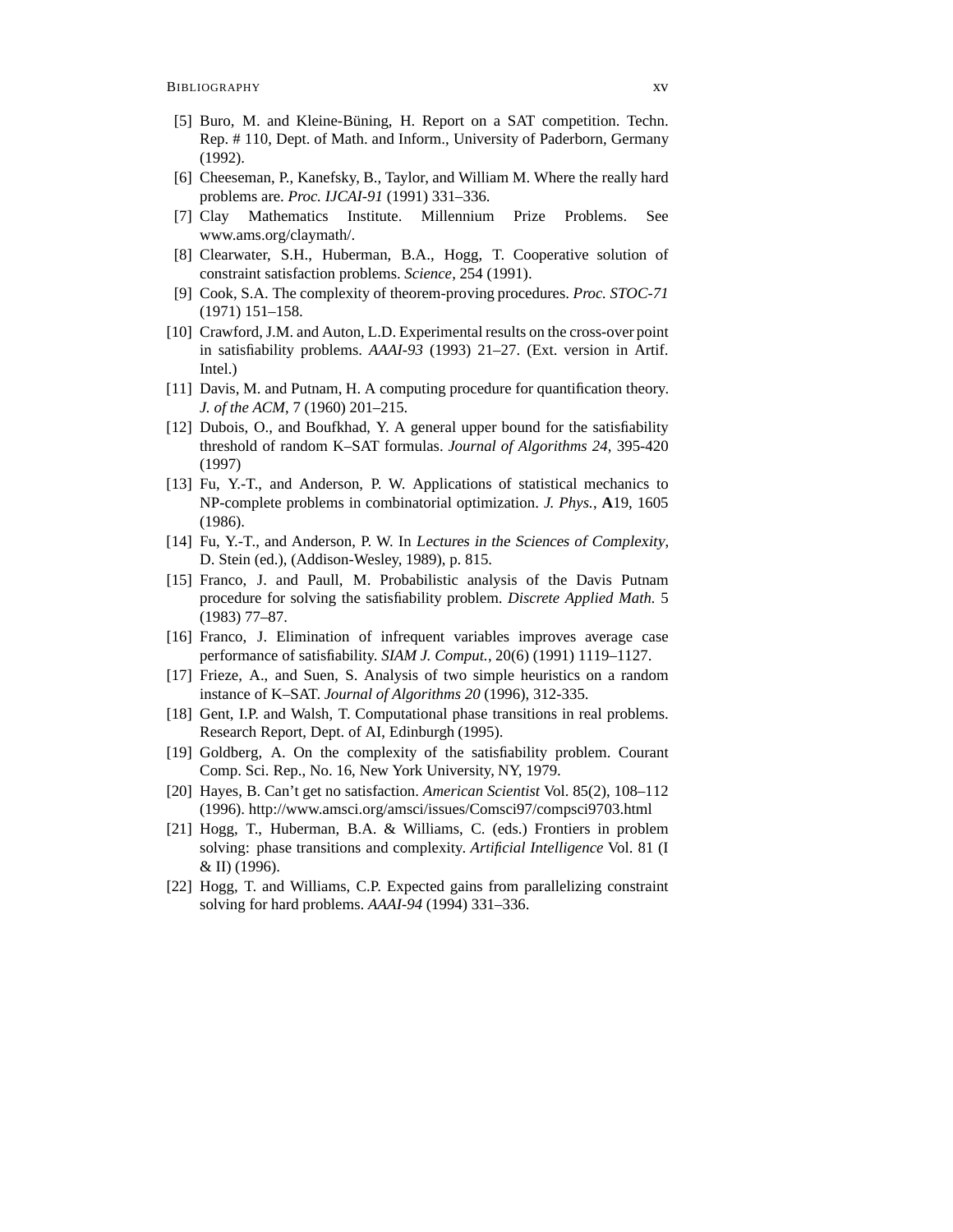[5] Buro, M. and Kleine-Büning, H. Report on a SAT competition. Techn. Rep. # 110, Dept. of Math. and Inform., University of Paderborn, Germany (1992).

[6] Cheeseman, P., Kanefsky, B., Taylor, and William M. Where the really hard problems are. *Proc. IJCAI-91* (1991) 331–336.

[7] Clay Mathematics Institute. Millennium Prize Problems. See www.ams.org/claymath/.

[8] Clearwater, S.H., Huberman, B.A., Hogg, T. Cooperative solution of constraint satisfaction problems. *Science*, 254 (1991).

[9] Cook, S.A. The complexity of theorem-proving procedures. *Proc. STOC-71* (1971) 151–158.

[10] Crawford, J.M. and Auton, L.D. Experimental results on the cross-over point in satisfiability problems. *AAAI-93* (1993) 21–27. (Ext. version in Artif. Intel.)

[11] Davis, M. and Putnam, H. A computing procedure for quantification theory. *J. of the ACM*, 7 (1960) 201–215.

[12] Dubois, O., and Boufkhad, Y. A general upper bound for the satisfiability threshold of random K–SAT formulas. *Journal of Algorithms 24*, 395-420 (1997)

[13] Fu, Y.-T., and Anderson, P. W. Applications of statistical mechanics to NP-complete problems in combinatorial optimization. *J. Phys.*, **A**19, 1605 (1986).

[14] Fu, Y.-T., and Anderson, P. W. In *Lectures in the Sciences of Complexity*, D. Stein (ed.), (Addison-Wesley, 1989), p. 815.

[15] Franco, J. and Paull, M. Probabilistic analysis of the Davis Putnam procedure for solving the satisfiability problem. *Discrete Applied Math.* 5 (1983) 77–87.

[16] Franco, J. Elimination of infrequent variables improves average case performance of satisfiability. *SIAM J. Comput.*, 20(6) (1991) 1119–1127.

[17] Frieze, A., and Suen, S. Analysis of two simple heuristics on a random instance of K–SAT. *Journal of Algorithms 20* (1996), 312-335.

[18] Gent, I.P. and Walsh, T. Computational phase transitions in real problems. Research Report, Dept. of AI, Edinburgh (1995).

[19] Goldberg, A. On the complexity of the satisfiability problem. Courant Comp. Sci. Rep., No. 16, New York University, NY, 1979.

[20] Hayes, B. Can't get no satisfaction. *American Scientist* Vol. 85(2), 108–112 (1996). http://www.amsci.org/amsci/issues/Comsci97/compsci9703.html

[21] Hogg, T., Huberman, B.A. & Williams, C. (eds.) Frontiers in problem solving: phase transitions and complexity. *Artificial Intelligence* Vol. 81 (I & II) (1996).

[22] Hogg, T. and Williams, C.P. Expected gains from parallelizing constraint solving for hard problems. *AAAI-94* (1994) 331–336.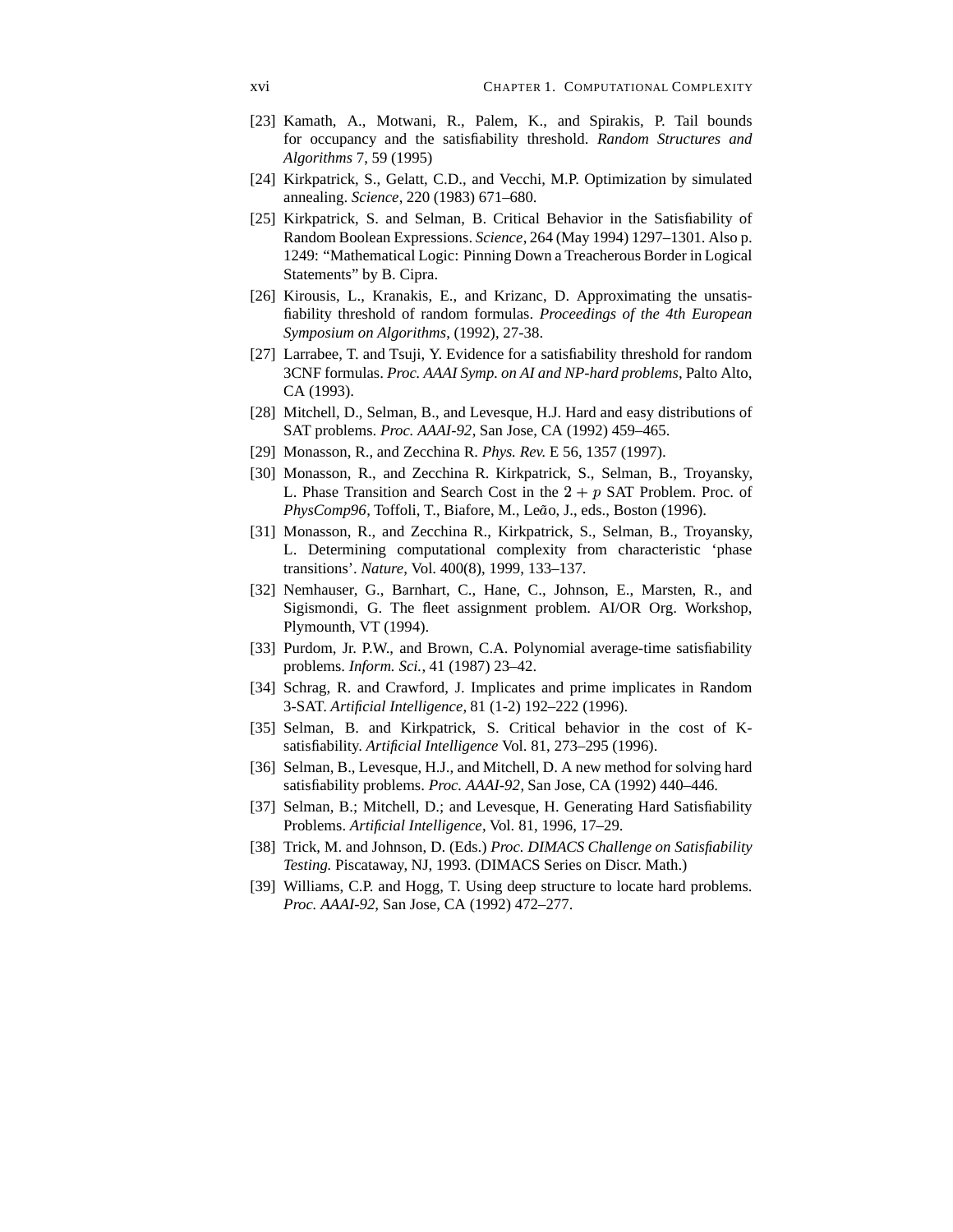[23] Kamath, A., Motwani, R., Palem, K., and Spirakis, P. Tail bounds for occupancy and the satisfiability threshold. *Random Structures and Algorithms* 7, 59 (1995)

[24] Kirkpatrick, S., Gelatt, C.D., and Vecchi, M.P. Optimization by simulated annealing. *Science*, 220 (1983) 671–680.

[25] Kirkpatrick, S. and Selman, B. Critical Behavior in the Satisfiability of Random Boolean Expressions. *Science*, 264 (May 1994) 1297–1301. Also p. 1249: "Mathematical Logic: Pinning Down a Treacherous Border in Logical Statements" by B. Cipra.

[26] Kirousis, L., Kranakis, E., and Krizanc, D. Approximating the unsatisfiability threshold of random formulas. *Proceedings of the 4th European Symposium on Algorithms*, (1992), 27-38.

[27] Larrabee, T. and Tsuji, Y. Evidence for a satisfiability threshold for random 3CNF formulas. *Proc. AAAI Symp. on AI and NP-hard problems*, Palto Alto, CA (1993).

[28] Mitchell, D., Selman, B., and Levesque, H.J. Hard and easy distributions of SAT problems. *Proc. AAAI-92*, San Jose, CA (1992) 459–465.

[29] Monasson, R., and Zecchina R. *Phys. Rev.* E 56, 1357 (1997).

[30] Monasson, R., and Zecchina R. Kirkpatrick, S., Selman, B., Troyansky, L. Phase Transition and Search Cost in the $2 + p$ SAT Problem. Proc. of *PhysComp96*, Toffoli, T., Biafore, M., Leão, J., eds., Boston (1996).

[31] Monasson, R., and Zecchina R., Kirkpatrick, S., Selman, B., Troyansky, L. Determining computational complexity from characteristic 'phase transitions'. *Nature*, Vol. 400(8), 1999, 133–137.

[32] Nemhauser, G., Barnhart, C., Hane, C., Johnson, E., Marsten, R., and Sigismondi, G. The fleet assignment problem. AI/OR Org. Workshop, Plymounth, VT (1994).

[33] Purdom, Jr. P.W., and Brown, C.A. Polynomial average-time satisfiability problems. *Inform. Sci.*, 41 (1987) 23–42.

[34] Schrag, R. and Crawford, J. Implicates and prime implicates in Random 3-SAT. *Artificial Intelligence*, 81 (1-2) 192–222 (1996).

[35] Selman, B. and Kirkpatrick, S. Critical behavior in the cost of K-satisfiability. *Artificial Intelligence* Vol. 81, 273–295 (1996).

[36] Selman, B., Levesque, H.J., and Mitchell, D. A new method for solving hard satisfiability problems. *Proc. AAAI-92*, San Jose, CA (1992) 440–446.

[37] Selman, B.; Mitchell, D.; and Levesque, H. Generating Hard Satisfiability Problems. *Artificial Intelligence*, Vol. 81, 1996, 17–29.

[38] Trick, M. and Johnson, D. (Eds.) *Proc. DIMACS Challenge on Satisfiability Testing.* Piscataway, NJ, 1993. (DIMACS Series on Discr. Math.)

[39] Williams, C.P. and Hogg, T. Using deep structure to locate hard problems. *Proc. AAAI-92*, San Jose, CA (1992) 472–277.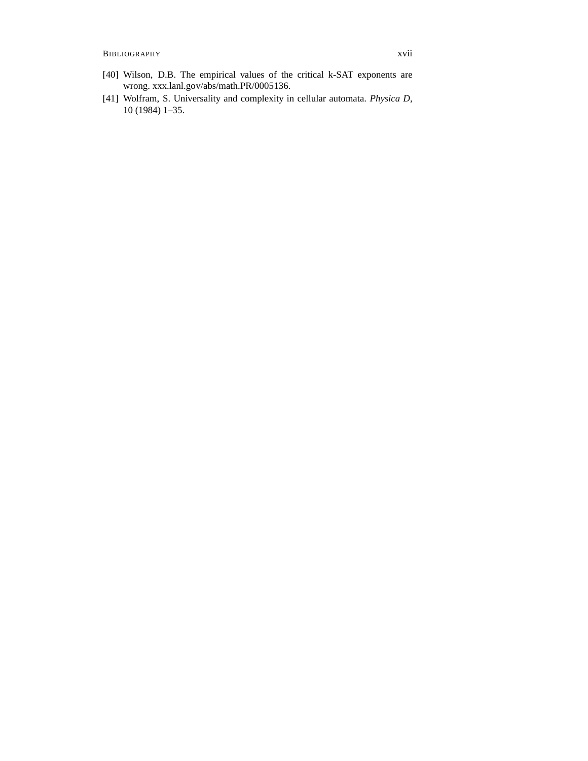[40] Wilson, D.B. The empirical values of the critical k-SAT exponents are wrong. xxx.lanl.gov/abs/math.PR/0005136.

[41] Wolfram, S. Universality and complexity in cellular automata. *Physica D*, 10 (1984) 1–35.